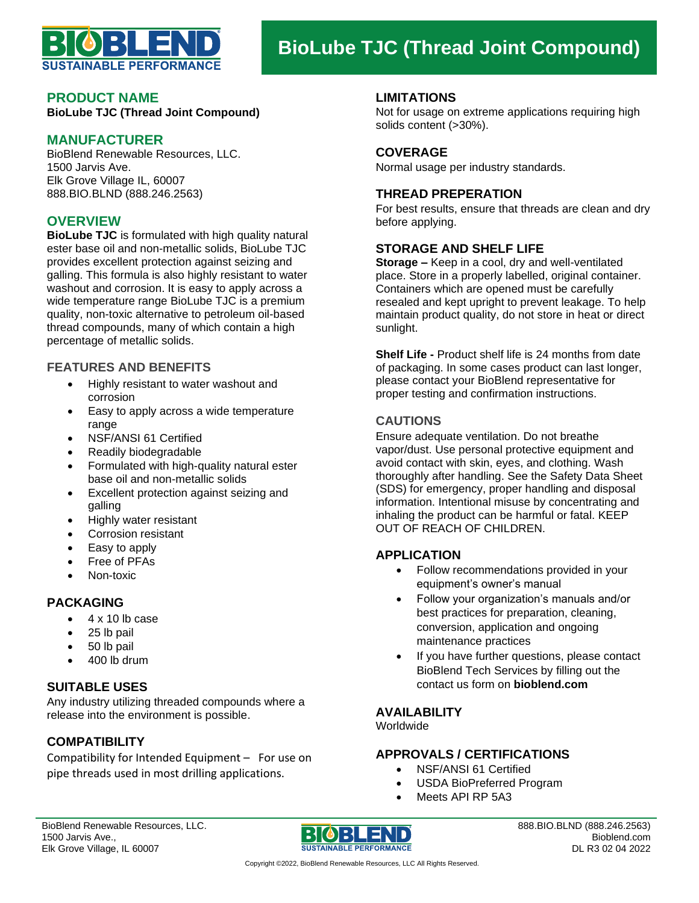# BioLube TJC (Thread Joint Compound)

## PRODUCT NAME

**BioLube TJC (Thread Joint Compound)**

## MANUFACTURER

BioBlend Renewable Resources, LLC.
1500 Jarvis Ave.
Elk Grove Village IL, 60007
888.BIO.BLND (888.246.2563)

## OVERVIEW

**BioLube TJC** is formulated with high quality natural ester base oil and non-metallic solids, BioLube TJC provides excellent protection against seizing and galling. This formula is also highly resistant to water washout and corrosion. It is easy to apply across a wide temperature range BioLube TJC is a premium quality, non-toxic alternative to petroleum oil-based thread compounds, many of which contain a high percentage of metallic solids.

### FEATURES AND BENEFITS

- Highly resistant to water washout and corrosion
- Easy to apply across a wide temperature range
- NSF/ANSI 61 Certified
- Readily biodegradable
- Formulated with high-quality natural ester base oil and non-metallic solids
- Excellent protection against seizing and galling
- Highly water resistant
- Corrosion resistant
- Easy to apply
- Free of PFAs
- Non-toxic

## PACKAGING

- 4 x 10 lb case
- 25 lb pail
- 50 lb pail
- 400 lb drum

## SUITABLE USES

Any industry utilizing threaded compounds where a release into the environment is possible.

## COMPATIBILITY

Compatibility for Intended Equipment – For use on pipe threads used in most drilling applications.

## LIMITATIONS

Not for usage on extreme applications requiring high solids content (>30%).

## COVERAGE

Normal usage per industry standards.

## THREAD PREPERATION

For best results, ensure that threads are clean and dry before applying.

## STORAGE AND SHELF LIFE

**Storage –** Keep in a cool, dry and well-ventilated place. Store in a properly labelled, original container. Containers which are opened must be carefully resealed and kept upright to prevent leakage. To help maintain product quality, do not store in heat or direct sunlight.

**Shelf Life -** Product shelf life is 24 months from date of packaging. In some cases product can last longer, please contact your BioBlend representative for proper testing and confirmation instructions.

### CAUTIONS

Ensure adequate ventilation. Do not breathe vapor/dust. Use personal protective equipment and avoid contact with skin, eyes, and clothing. Wash thoroughly after handling. See the Safety Data Sheet (SDS) for emergency, proper handling and disposal information. Intentional misuse by concentrating and inhaling the product can be harmful or fatal. KEEP OUT OF REACH OF CHILDREN.

## APPLICATION

- Follow recommendations provided in your equipment's owner's manual
- Follow your organization's manuals and/or best practices for preparation, cleaning, conversion, application and ongoing maintenance practices
- If you have further questions, please contact BioBlend Tech Services by filling out the contact us form on **bioblend.com**

## AVAILABILITY

Worldwide

## APPROVALS / CERTIFICATIONS

- NSF/ANSI 61 Certified
- USDA BioPreferred Program
- Meets API RP 5A3

BioBlend Renewable Resources, LLC.
1500 Jarvis Ave.,
Elk Grove Village, IL 60007

888.BIO.BLND (888.246.2563)
Bioblend.com
DL R3 02 04 2022

Copyright ©2022, BioBlend Renewable Resources, LLC All Rights Reserved.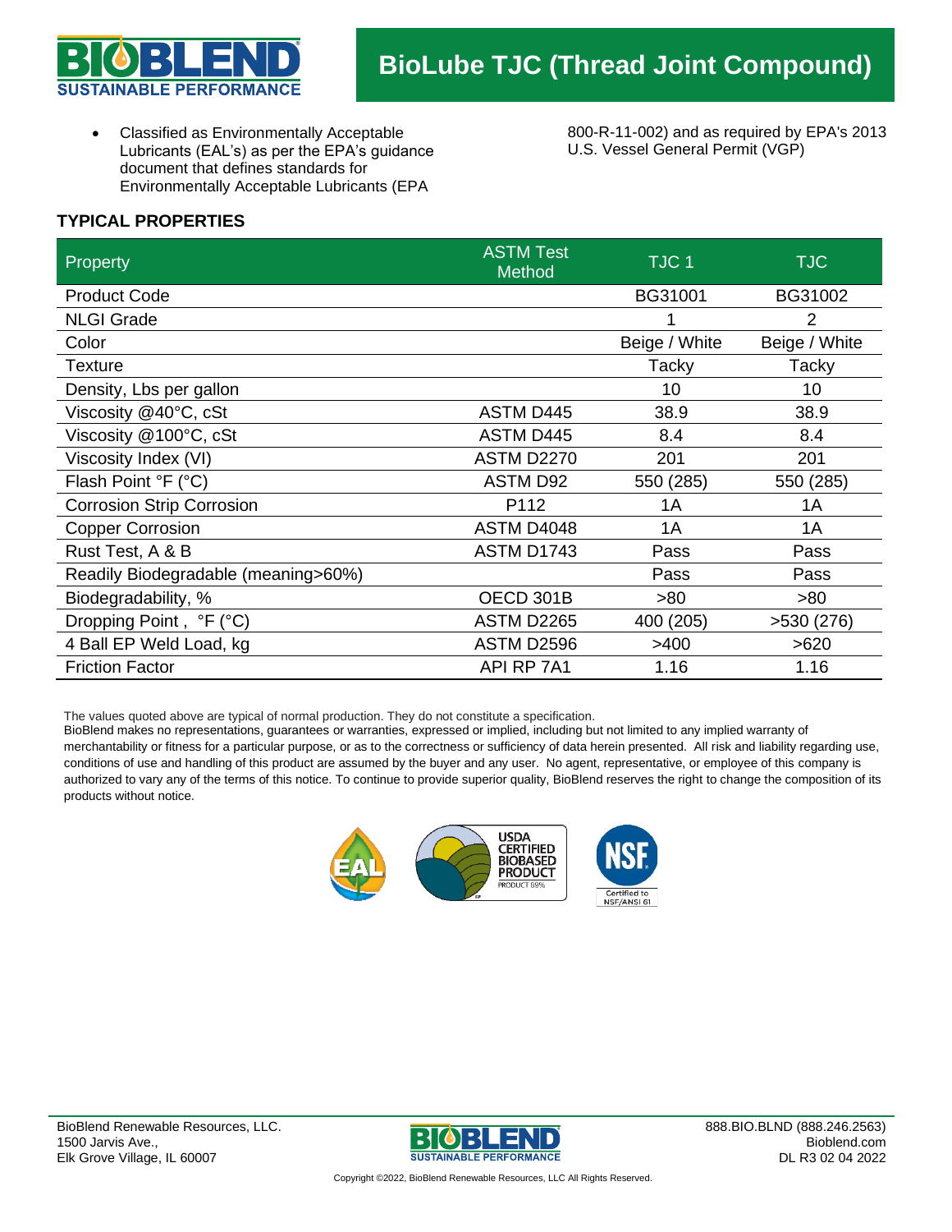# BioLube TJC (Thread Joint Compound)

- Classified as Environmentally Acceptable Lubricants (EAL's) as per the EPA's guidance document that defines standards for Environmentally Acceptable Lubricants (EPA 800-R-11-002) and as required by EPA's 2013 U.S. Vessel General Permit (VGP)

## TYPICAL PROPERTIES

| Property | ASTM Test Method | TJC 1 | TJC |
|---|---|---|---|
| Product Code | | BG31001 | BG31002 |
| NLGI Grade | | 1 | 2 |
| Color | | Beige / White | Beige / White |
| Texture | | Tacky | Tacky |
| Density, Lbs per gallon | | 10 | 10 |
| Viscosity @40°C, cSt | ASTM D445 | 38.9 | 38.9 |
| Viscosity @100°C, cSt | ASTM D445 | 8.4 | 8.4 |
| Viscosity Index (VI) | ASTM D2270 | 201 | 201 |
| Flash Point °F (°C) | ASTM D92 | 550 (285) | 550 (285) |
| Corrosion Strip Corrosion | P112 | 1A | 1A |
| Copper Corrosion | ASTM D4048 | 1A | 1A |
| Rust Test, A & B | ASTM D1743 | Pass | Pass |
| Readily Biodegradable (meaning>60%) | | Pass | Pass |
| Biodegradability, % | OECD 301B | >80 | >80 |
| Dropping Point , °F (°C) | ASTM D2265 | 400 (205) | >530 (276) |
| 4 Ball EP Weld Load, kg | ASTM D2596 | >400 | >620 |
| Friction Factor | API RP 7A1 | 1.16 | 1.16 |

The values quoted above are typical of normal production. They do not constitute a specification.
BioBlend makes no representations, guarantees or warranties, expressed or implied, including but not limited to any implied warranty of merchantability or fitness for a particular purpose, or as to the correctness or sufficiency of data herein presented. All risk and liability regarding use, conditions of use and handling of this product are assumed by the buyer and any user. No agent, representative, or employee of this company is authorized to vary any of the terms of this notice. To continue to provide superior quality, BioBlend reserves the right to change the composition of its products without notice.

BioBlend Renewable Resources, LLC.
1500 Jarvis Ave.,
Elk Grove Village, IL 60007

888.BIO.BLND (888.246.2563)
Bioblend.com
DL R3 02 04 2022

Copyright ©2022, BioBlend Renewable Resources, LLC All Rights Reserved.